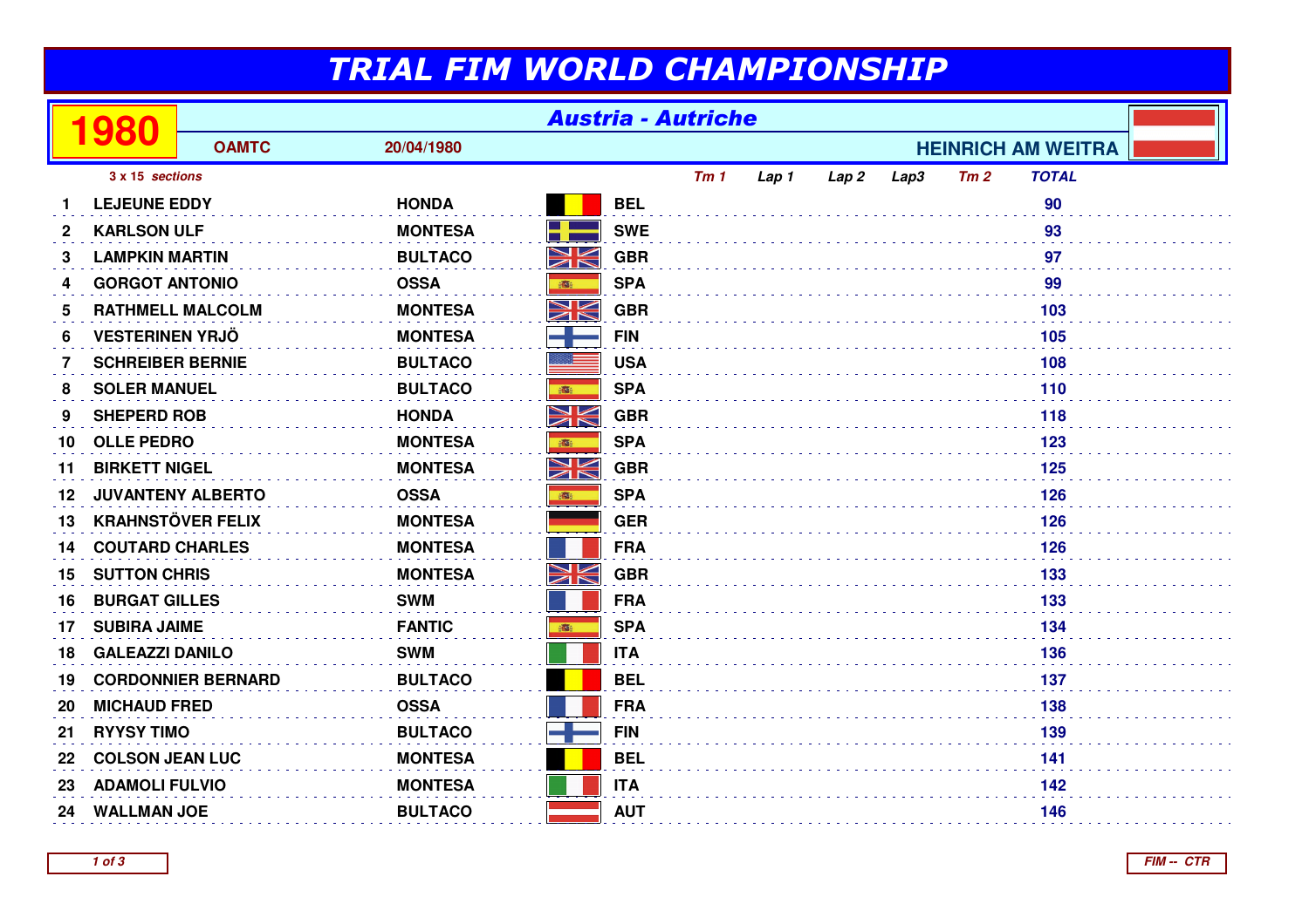# TRIAL FIM WORLD CHAMPIONSHIP

**1980** | **Austria - Autriche**

**OAMTC** | **20/04/1980** | **HEINRICH AM WEITRA**

*3 x 15 sections*

| | | | | Tm 1 | Lap 1 | Lap 2 | Lap3 | Tm 2 | TOTAL |
|---|---|---|---|---|---|---|---|---|---|
| 1 | LEJEUNE EDDY | HONDA | BEL | | | | | | 90 |
| 2 | KARLSON ULF | MONTESA | SWE | | | | | | 93 |
| 3 | LAMPKIN MARTIN | BULTACO | GBR | | | | | | 97 |
| 4 | GORGOT ANTONIO | OSSA | SPA | | | | | | 99 |
| 5 | RATHMELL MALCOLM | MONTESA | GBR | | | | | | 103 |
| 6 | VESTERINEN YRJÖ | MONTESA | FIN | | | | | | 105 |
| 7 | SCHREIBER BERNIE | BULTACO | USA | | | | | | 108 |
| 8 | SOLER MANUEL | BULTACO | SPA | | | | | | 110 |
| 9 | SHEPERD ROB | HONDA | GBR | | | | | | 118 |
| 10 | OLLE PEDRO | MONTESA | SPA | | | | | | 123 |
| 11 | BIRKETT NIGEL | MONTESA | GBR | | | | | | 125 |
| 12 | JUVANTENY ALBERTO | OSSA | SPA | | | | | | 126 |
| 13 | KRAHNSTÖVER FELIX | MONTESA | GER | | | | | | 126 |
| 14 | COUTARD CHARLES | MONTESA | FRA | | | | | | 126 |
| 15 | SUTTON CHRIS | MONTESA | GBR | | | | | | 133 |
| 16 | BURGAT GILLES | SWM | FRA | | | | | | 133 |
| 17 | SUBIRA JAIME | FANTIC | SPA | | | | | | 134 |
| 18 | GALEAZZI DANILO | SWM | ITA | | | | | | 136 |
| 19 | CORDONNIER BERNARD | BULTACO | BEL | | | | | | 137 |
| 20 | MICHAUD FRED | OSSA | FRA | | | | | | 138 |
| 21 | RYYSY TIMO | BULTACO | FIN | | | | | | 139 |
| 22 | COLSON JEAN LUC | MONTESA | BEL | | | | | | 141 |
| 23 | ADAMOLI FULVIO | MONTESA | ITA | | | | | | 142 |
| 24 | WALLMAN JOE | BULTACO | AUT | | | | | | 146 |

FIM -- CTR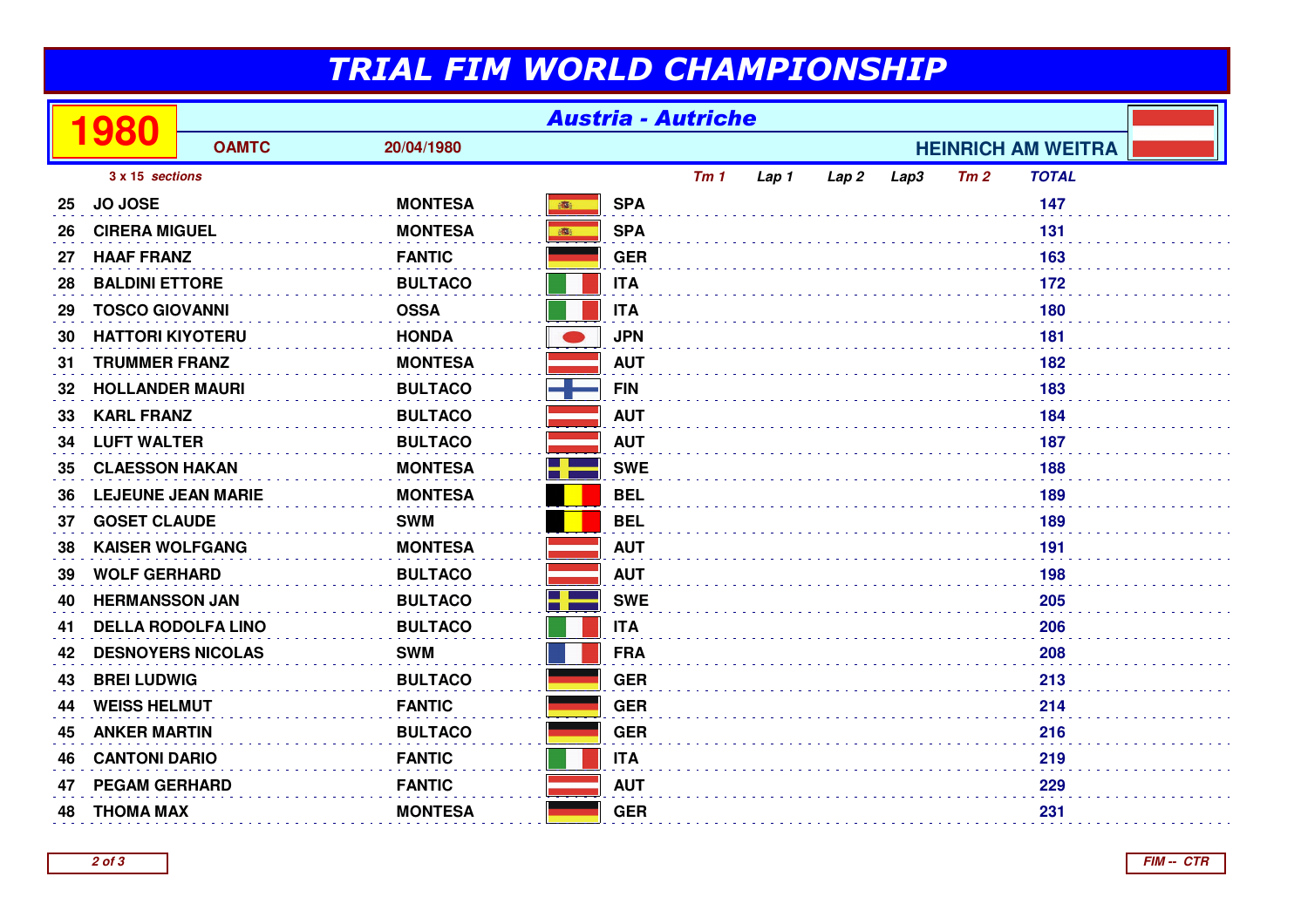# TRIAL FIM WORLD CHAMPIONSHIP

## 1980 — Austria - Autriche

**OAMTC** — 20/04/1980 — **HEINRICH AM WEITRA**

*3 x 15 sections*

| Pos | Rider | Make | Nat | Tm 1 | Lap 1 | Lap 2 | Lap3 | Tm 2 | TOTAL |
|---|---|---|---|---|---|---|---|---|---|
| 25 | JO JOSE | MONTESA | SPA | | | | | | 147 |
| 26 | CIRERA MIGUEL | MONTESA | SPA | | | | | | 131 |
| 27 | HAAF FRANZ | FANTIC | GER | | | | | | 163 |
| 28 | BALDINI ETTORE | BULTACO | ITA | | | | | | 172 |
| 29 | TOSCO GIOVANNI | OSSA | ITA | | | | | | 180 |
| 30 | HATTORI KIYOTERU | HONDA | JPN | | | | | | 181 |
| 31 | TRUMMER FRANZ | MONTESA | AUT | | | | | | 182 |
| 32 | HOLLANDER MAURI | BULTACO | FIN | | | | | | 183 |
| 33 | KARL FRANZ | BULTACO | AUT | | | | | | 184 |
| 34 | LUFT WALTER | BULTACO | AUT | | | | | | 187 |
| 35 | CLAESSON HAKAN | MONTESA | SWE | | | | | | 188 |
| 36 | LEJEUNE JEAN MARIE | MONTESA | BEL | | | | | | 189 |
| 37 | GOSET CLAUDE | SWM | BEL | | | | | | 189 |
| 38 | KAISER WOLFGANG | MONTESA | AUT | | | | | | 191 |
| 39 | WOLF GERHARD | BULTACO | AUT | | | | | | 198 |
| 40 | HERMANSSON JAN | BULTACO | SWE | | | | | | 205 |
| 41 | DELLA RODOLFA LINO | BULTACO | ITA | | | | | | 206 |
| 42 | DESNOYERS NICOLAS | SWM | FRA | | | | | | 208 |
| 43 | BREI LUDWIG | BULTACO | GER | | | | | | 213 |
| 44 | WEISS HELMUT | FANTIC | GER | | | | | | 214 |
| 45 | ANKER MARTIN | BULTACO | GER | | | | | | 216 |
| 46 | CANTONI DARIO | FANTIC | ITA | | | | | | 219 |
| 47 | PEGAM GERHARD | FANTIC | AUT | | | | | | 229 |
| 48 | THOMA MAX | MONTESA | GER | | | | | | 231 |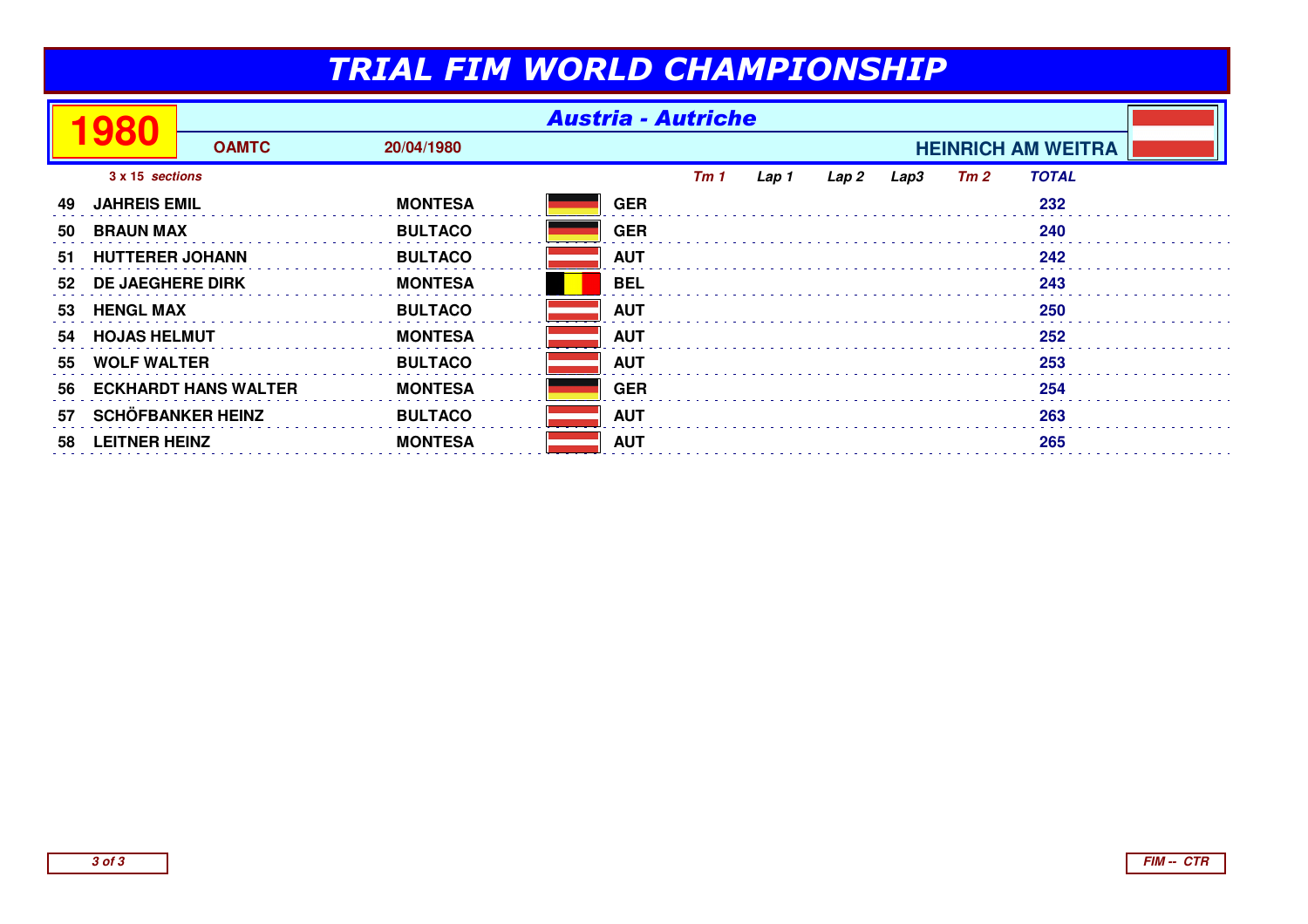# TRIAL FIM WORLD CHAMPIONSHIP

## 1980 — Austria - Autriche

**OAMTC** — **20/04/1980** — **HEINRICH AM WEITRA**

*3 x 15 sections*

| | | | | Tm 1 | Lap 1 | Lap 2 | Lap3 | Tm 2 | TOTAL |
|---|---|---|---|---|---|---|---|---|---|
| 49 | JAHREIS EMIL | MONTESA | GER | | | | | | 232 |
| 50 | BRAUN MAX | BULTACO | GER | | | | | | 240 |
| 51 | HUTTERER JOHANN | BULTACO | AUT | | | | | | 242 |
| 52 | DE JAEGHERE DIRK | MONTESA | BEL | | | | | | 243 |
| 53 | HENGL MAX | BULTACO | AUT | | | | | | 250 |
| 54 | HOJAS HELMUT | MONTESA | AUT | | | | | | 252 |
| 55 | WOLF WALTER | BULTACO | AUT | | | | | | 253 |
| 56 | ECKHARDT HANS WALTER | MONTESA | GER | | | | | | 254 |
| 57 | SCHÖFBANKER HEINZ | BULTACO | AUT | | | | | | 263 |
| 58 | LEITNER HEINZ | MONTESA | AUT | | | | | | 265 |

FIM -- CTR